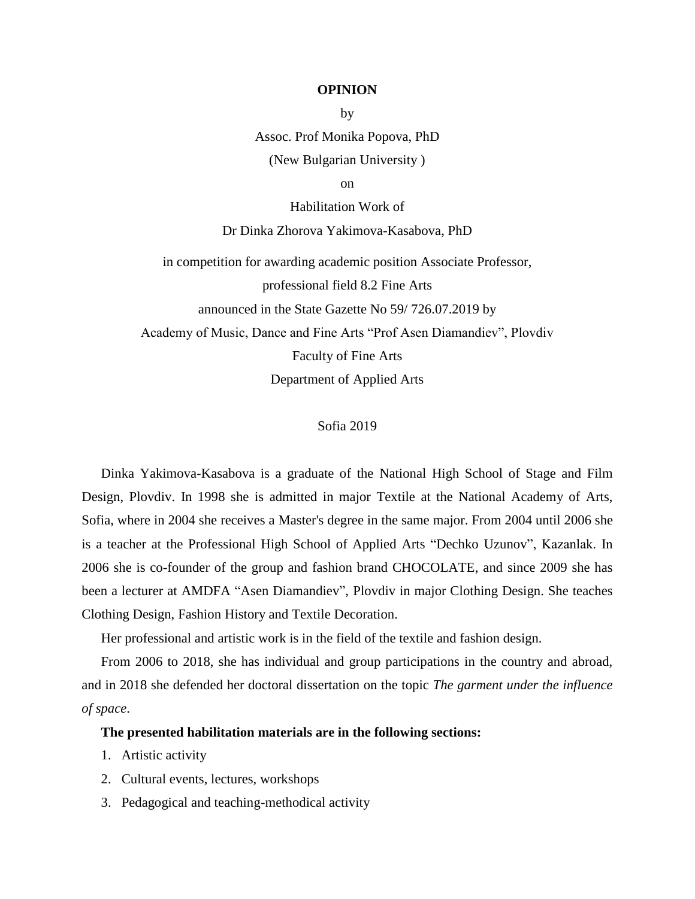**OPINION**

by

Assoc. Prof Monika Popova, PhD

(New Bulgarian University )

on

Habilitation Work of

Dr Dinka Zhorova Yakimova-Kasabova, PhD

in competition for awarding academic position Associate Professor,

professional field 8.2 Fine Arts

announced in the State Gazette No 59/ 726.07.2019 by

Academy of Music, Dance and Fine Arts "Prof Asen Diamandiev", Plovdiv

Faculty of Fine Arts

Department of Applied Arts

Sofia 2019

Dinka Yakimova-Kasabova is a graduate of the National High School of Stage and Film Design, Plovdiv. In 1998 she is admitted in major Textile at the National Academy of Arts, Sofia, where in 2004 she receives a Master's degree in the same major. From 2004 until 2006 she is a teacher at the Professional High School of Applied Arts "Dechko Uzunov", Kazanlak. In 2006 she is co-founder of the group and fashion brand CHOCOLATE, and since 2009 she has been a lecturer at AMDFA "Asen Diamandiev", Plovdiv in major Clothing Design. She teaches Clothing Design, Fashion History and Textile Decoration.

Her professional and artistic work is in the field of the textile and fashion design.

From 2006 to 2018, she has individual and group participations in the country and abroad, and in 2018 she defended her doctoral dissertation on the topic *The garment under the influence of space*.

**The presented habilitation materials are in the following sections:**

1. Artistic activity
2. Cultural events, lectures, workshops
3. Pedagogical and teaching-methodical activity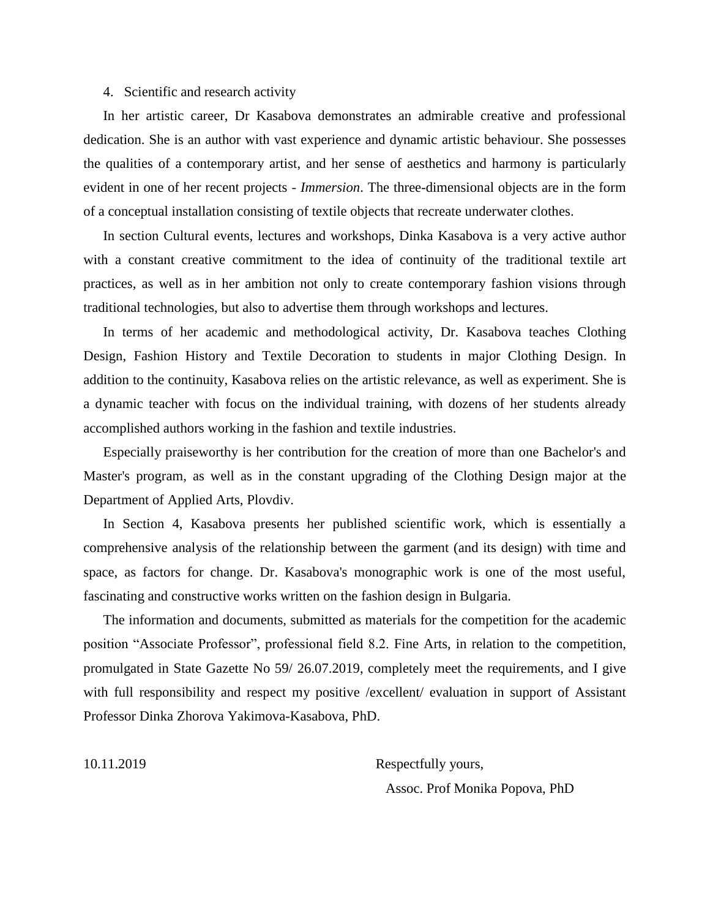4. Scientific and research activity

In her artistic career, Dr Kasabova demonstrates an admirable creative and professional dedication. She is an author with vast experience and dynamic artistic behaviour. She possesses the qualities of a contemporary artist, and her sense of aesthetics and harmony is particularly evident in one of her recent projects - *Immersion*. The three-dimensional objects are in the form of a conceptual installation consisting of textile objects that recreate underwater clothes.

In section Cultural events, lectures and workshops, Dinka Kasabova is a very active author with a constant creative commitment to the idea of continuity of the traditional textile art practices, as well as in her ambition not only to create contemporary fashion visions through traditional technologies, but also to advertise them through workshops and lectures.

In terms of her academic and methodological activity, Dr. Kasabova teaches Clothing Design, Fashion History and Textile Decoration to students in major Clothing Design. In addition to the continuity, Kasabova relies on the artistic relevance, as well as experiment. She is a dynamic teacher with focus on the individual training, with dozens of her students already accomplished authors working in the fashion and textile industries.

Especially praiseworthy is her contribution for the creation of more than one Bachelor's and Master's program, as well as in the constant upgrading of the Clothing Design major at the Department of Applied Arts, Plovdiv.

In Section 4, Kasabova presents her published scientific work, which is essentially a comprehensive analysis of the relationship between the garment (and its design) with time and space, as factors for change. Dr. Kasabova's monographic work is one of the most useful, fascinating and constructive works written on the fashion design in Bulgaria.

The information and documents, submitted as materials for the competition for the academic position "Associate Professor", professional field 8.2. Fine Arts, in relation to the competition, promulgated in State Gazette No 59/ 26.07.2019, completely meet the requirements, and I give with full responsibility and respect my positive /excellent/ evaluation in support of Assistant Professor Dinka Zhorova Yakimova-Kasabova, PhD.

10.11.2019

Respectfully yours,

Assoc. Prof Monika Popova, PhD